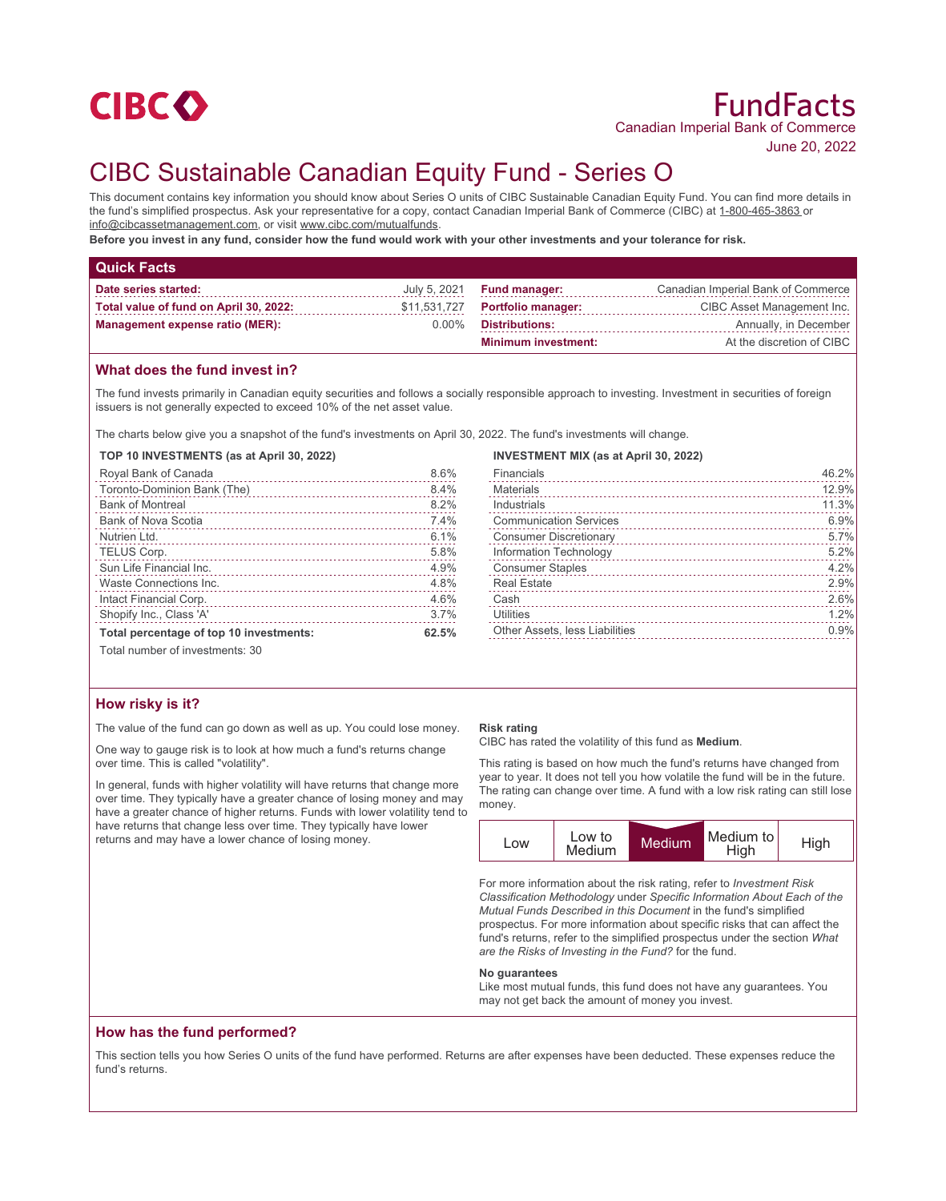CIBC

# FundFacts

Canadian Imperial Bank of Commerce

June 20, 2022

# CIBC Sustainable Canadian Equity Fund - Series O

This document contains key information you should know about Series O units of CIBC Sustainable Canadian Equity Fund. You can find more details in the fund's simplified prospectus. Ask your representative for a copy, contact Canadian Imperial Bank of Commerce (CIBC) at 1-800-465-3863 or info@cibcassetmanagement.com, or visit www.cibc.com/mutualfunds.

**Before you invest in any fund, consider how the fund would work with your other investments and your tolerance for risk.**

## Quick Facts

| | | | |
|---|---|---|---|
| **Date series started:** | July 5, 2021 | **Fund manager:** | Canadian Imperial Bank of Commerce |
| **Total value of fund on April 30, 2022:** | $11,531,727 | **Portfolio manager:** | CIBC Asset Management Inc. |
| **Management expense ratio (MER):** | 0.00% | **Distributions:** | Annually, in December |
| | | **Minimum investment:** | At the discretion of CIBC |

## What does the fund invest in?

The fund invests primarily in Canadian equity securities and follows a socially responsible approach to investing. Investment in securities of foreign issuers is not generally expected to exceed 10% of the net asset value.

The charts below give you a snapshot of the fund's investments on April 30, 2022. The fund's investments will change.

**TOP 10 INVESTMENTS (as at April 30, 2022)**

| | |
|---|---|
| Royal Bank of Canada | 8.6% |
| Toronto-Dominion Bank (The) | 8.4% |
| Bank of Montreal | 8.2% |
| Bank of Nova Scotia | 7.4% |
| Nutrien Ltd. | 6.1% |
| TELUS Corp. | 5.8% |
| Sun Life Financial Inc. | 4.9% |
| Waste Connections Inc. | 4.8% |
| Intact Financial Corp. | 4.6% |
| Shopify Inc., Class 'A' | 3.7% |
| **Total percentage of top 10 investments:** | **62.5%** |

Total number of investments: 30

**INVESTMENT MIX (as at April 30, 2022)**

| | |
|---|---|
| Financials | 46.2% |
| Materials | 12.9% |
| Industrials | 11.3% |
| Communication Services | 6.9% |
| Consumer Discretionary | 5.7% |
| Information Technology | 5.2% |
| Consumer Staples | 4.2% |
| Real Estate | 2.9% |
| Cash | 2.6% |
| Utilities | 1.2% |
| Other Assets, less Liabilities | 0.9% |

## How risky is it?

The value of the fund can go down as well as up. You could lose money.

One way to gauge risk is to look at how much a fund's returns change over time. This is called "volatility".

In general, funds with higher volatility will have returns that change more over time. They typically have a greater chance of losing money and may have a greater chance of higher returns. Funds with lower volatility tend to have returns that change less over time. They typically have lower returns and may have a lower chance of losing money.

**Risk rating**

CIBC has rated the volatility of this fund as **Medium**.

This rating is based on how much the fund's returns have changed from year to year. It does not tell you how volatile the fund will be in the future. The rating can change over time. A fund with a low risk rating can still lose money.

| Low | Low to Medium | **Medium** | Medium to High | High |
|---|---|---|---|---|

For more information about the risk rating, refer to *Investment Risk Classification Methodology* under *Specific Information About Each of the Mutual Funds Described in this Document* in the fund's simplified prospectus. For more information about specific risks that can affect the fund's returns, refer to the simplified prospectus under the section *What are the Risks of Investing in the Fund?* for the fund.

**No guarantees**

Like most mutual funds, this fund does not have any guarantees. You may not get back the amount of money you invest.

## How has the fund performed?

This section tells you how Series O units of the fund have performed. Returns are after expenses have been deducted. These expenses reduce the fund's returns.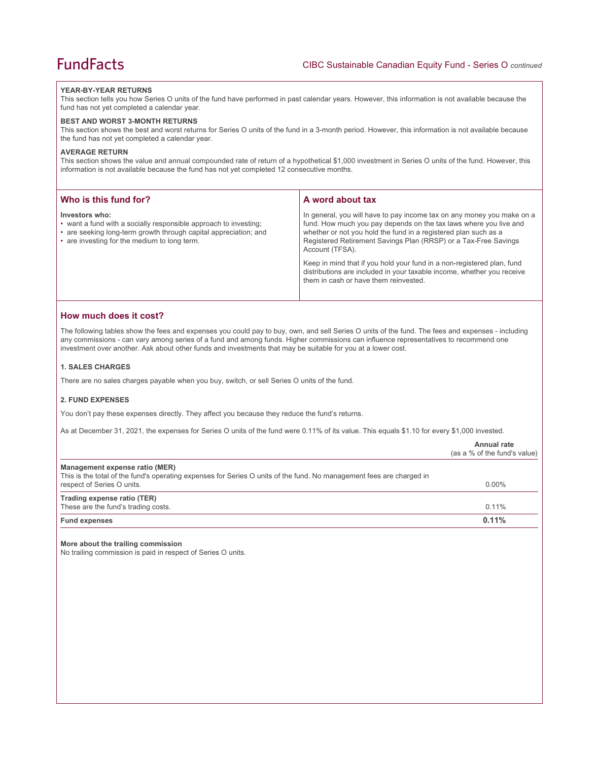#### YEAR-BY-YEAR RETURNS

This section tells you how Series O units of the fund have performed in past calendar years. However, this information is not available because the fund has not yet completed a calendar year.

#### BEST AND WORST 3-MONTH RETURNS

This section shows the best and worst returns for Series O units of the fund in a 3-month period. However, this information is not available because the fund has not yet completed a calendar year.

#### AVERAGE RETURN

This section shows the value and annual compounded rate of return of a hypothetical $1,000 investment in Series O units of the fund. However, this information is not available because the fund has not yet completed 12 consecutive months.

## Who is this fund for?

**Investors who:**

- want a fund with a socially responsible approach to investing;
- are seeking long-term growth through capital appreciation; and
- are investing for the medium to long term.

## A word about tax

In general, you will have to pay income tax on any money you make on a fund. How much you pay depends on the tax laws where you live and whether or not you hold the fund in a registered plan such as a Registered Retirement Savings Plan (RRSP) or a Tax-Free Savings Account (TFSA).

Keep in mind that if you hold your fund in a non-registered plan, fund distributions are included in your taxable income, whether you receive them in cash or have them reinvested.

## How much does it cost?

The following tables show the fees and expenses you could pay to buy, own, and sell Series O units of the fund. The fees and expenses - including any commissions - can vary among series of a fund and among funds. Higher commissions can influence representatives to recommend one investment over another. Ask about other funds and investments that may be suitable for you at a lower cost.

#### 1. SALES CHARGES

There are no sales charges payable when you buy, switch, or sell Series O units of the fund.

#### 2. FUND EXPENSES

You don't pay these expenses directly. They affect you because they reduce the fund's returns.

As at December 31, 2021, the expenses for Series O units of the fund were 0.11% of its value. This equals $1.10 for every $1,000 invested.

| | **Annual rate** (as a % of the fund's value) |
|---|---|
| **Management expense ratio (MER)** This is the total of the fund's operating expenses for Series O units of the fund. No management fees are charged in respect of Series O units. | 0.00% |
| **Trading expense ratio (TER)** These are the fund's trading costs. | 0.11% |
| **Fund expenses** | **0.11%** |

**More about the trailing commission**

No trailing commission is paid in respect of Series O units.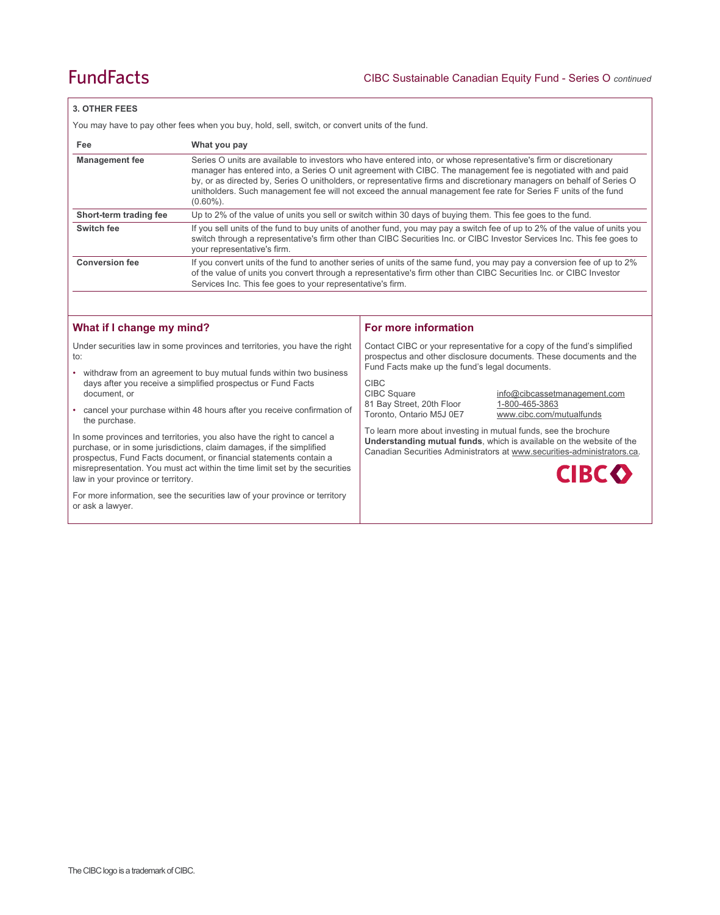### 3. OTHER FEES

You may have to pay other fees when you buy, hold, sell, switch, or convert units of the fund.

| Fee | What you pay |
| --- | --- |
| **Management fee** | Series O units are available to investors who have entered into, or whose representative's firm or discretionary manager has entered into, a Series O unit agreement with CIBC. The management fee is negotiated with and paid by, or as directed by, Series O unitholders, or representative firms and discretionary managers on behalf of Series O unitholders. Such management fee will not exceed the annual management fee rate for Series F units of the fund (0.60%). |
| **Short-term trading fee** | Up to 2% of the value of units you sell or switch within 30 days of buying them. This fee goes to the fund. |
| **Switch fee** | If you sell units of the fund to buy units of another fund, you may pay a switch fee of up to 2% of the value of units you switch through a representative's firm other than CIBC Securities Inc. or CIBC Investor Services Inc. This fee goes to your representative's firm. |
| **Conversion fee** | If you convert units of the fund to another series of units of the same fund, you may pay a conversion fee of up to 2% of the value of units you convert through a representative's firm other than CIBC Securities Inc. or CIBC Investor Services Inc. This fee goes to your representative's firm. |

## What if I change my mind?

Under securities law in some provinces and territories, you have the right to:

- withdraw from an agreement to buy mutual funds within two business days after you receive a simplified prospectus or Fund Facts document, or
- cancel your purchase within 48 hours after you receive confirmation of the purchase.

In some provinces and territories, you also have the right to cancel a purchase, or in some jurisdictions, claim damages, if the simplified prospectus, Fund Facts document, or financial statements contain a misrepresentation. You must act within the time limit set by the securities law in your province or territory.

For more information, see the securities law of your province or territory or ask a lawyer.

## For more information

Contact CIBC or your representative for a copy of the fund's simplified prospectus and other disclosure documents. These documents and the Fund Facts make up the fund's legal documents.

CIBC
CIBC Square
81 Bay Street, 20th Floor
Toronto, Ontario M5J 0E7

info@cibcassetmanagement.com
1-800-465-3863
www.cibc.com/mutualfunds

To learn more about investing in mutual funds, see the brochure **Understanding mutual funds**, which is available on the website of the Canadian Securities Administrators at www.securities-administrators.ca.

CIBC

The CIBC logo is a trademark of CIBC.